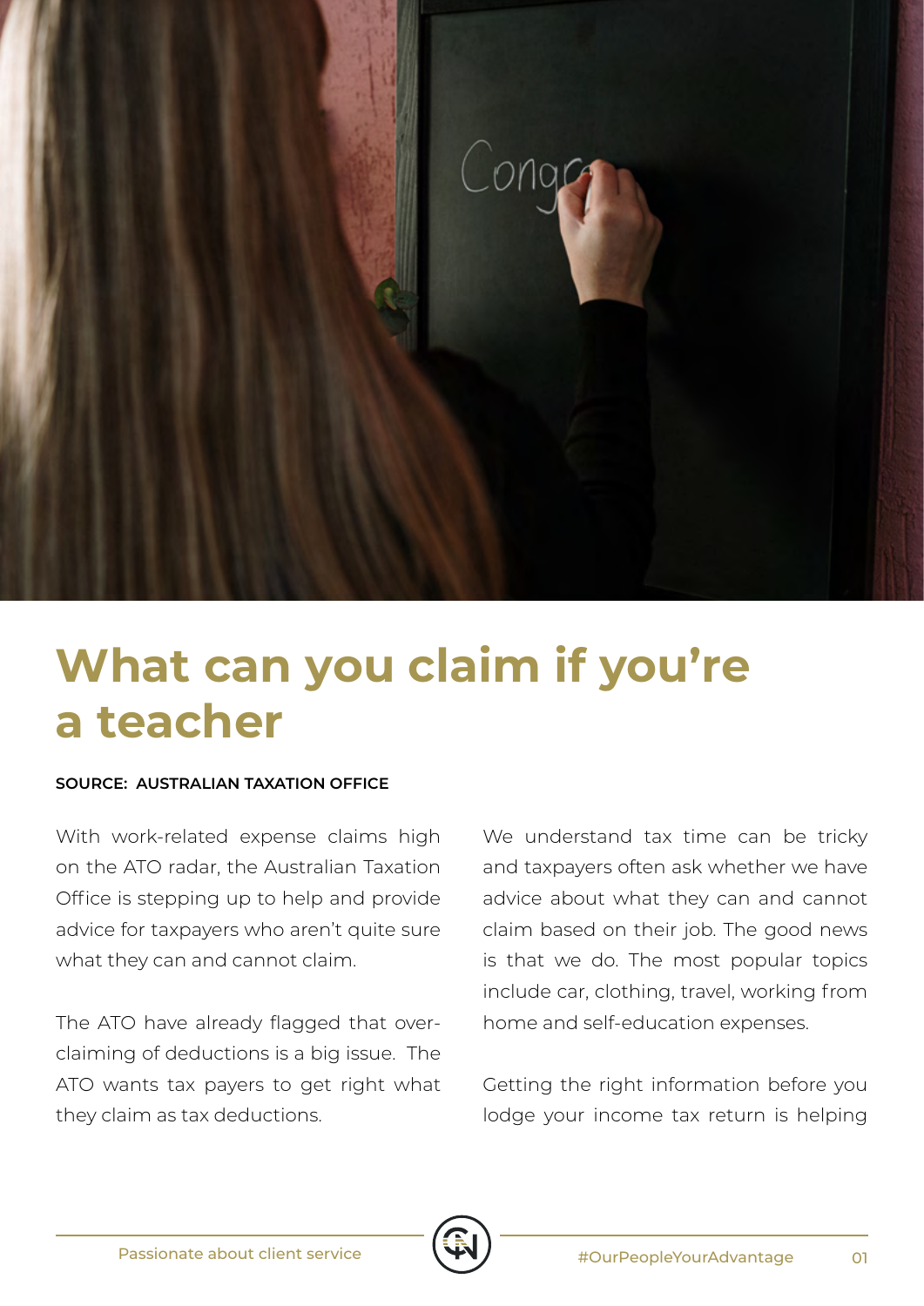# What can you claim if you're a teacher

**SOURCE: AUSTRALIAN TAXATION OFFICE**

With work-related expense claims high on the ATO radar, the Australian Taxation Office is stepping up to help and provide advice for taxpayers who aren't quite sure what they can and cannot claim.

The ATO have already flagged that over-claiming of deductions is a big issue. The ATO wants tax payers to get right what they claim as tax deductions.

We understand tax time can be tricky and taxpayers often ask whether we have advice about what they can and cannot claim based on their job. The good news is that we do. The most popular topics include car, clothing, travel, working from home and self-education expenses.

Getting the right information before you lodge your income tax return is helping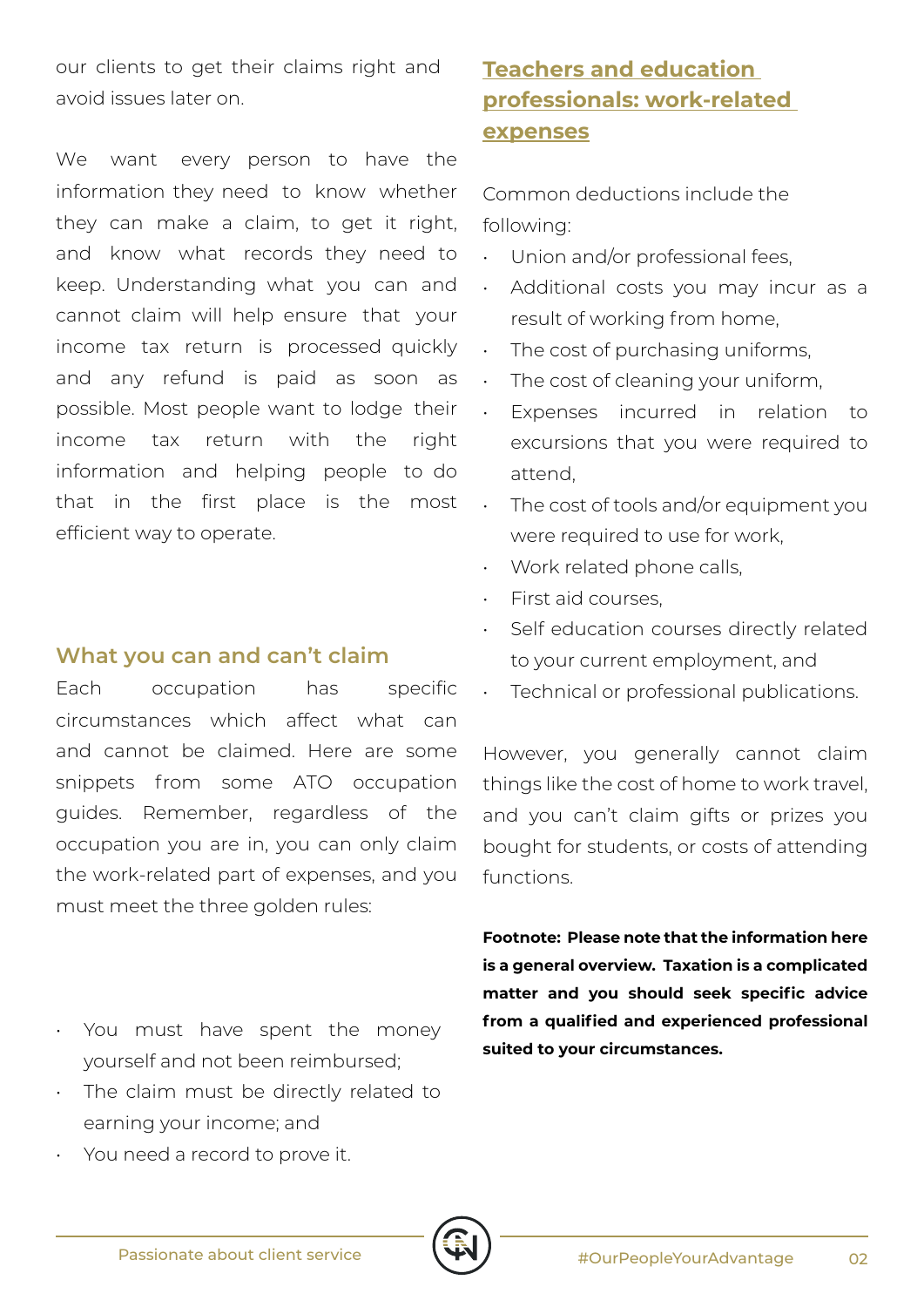our clients to get their claims right and avoid issues later on.

We want every person to have the information they need to know whether they can make a claim, to get it right, and know what records they need to keep. Understanding what you can and cannot claim will help ensure that your income tax return is processed quickly and any refund is paid as soon as possible. Most people want to lodge their income tax return with the right information and helping people to do that in the first place is the most efficient way to operate.

## What you can and can't claim

Each occupation has specific circumstances which affect what can and cannot be claimed. Here are some snippets from some ATO occupation guides. Remember, regardless of the occupation you are in, you can only claim the work-related part of expenses, and you must meet the three golden rules:

- You must have spent the money yourself and not been reimbursed;
- The claim must be directly related to earning your income; and
- You need a record to prove it.

## Teachers and education professionals: work-related expenses

Common deductions include the following:

- Union and/or professional fees,
- Additional costs you may incur as a result of working from home,
- The cost of purchasing uniforms,
- The cost of cleaning your uniform,
- Expenses incurred in relation to excursions that you were required to attend,
- The cost of tools and/or equipment you were required to use for work,
- Work related phone calls,
- First aid courses,
- Self education courses directly related to your current employment, and
- Technical or professional publications.

However, you generally cannot claim things like the cost of home to work travel, and you can't claim gifts or prizes you bought for students, or costs of attending functions.

**Footnote: Please note that the information here is a general overview. Taxation is a complicated matter and you should seek specific advice from a qualified and experienced professional suited to your circumstances.**